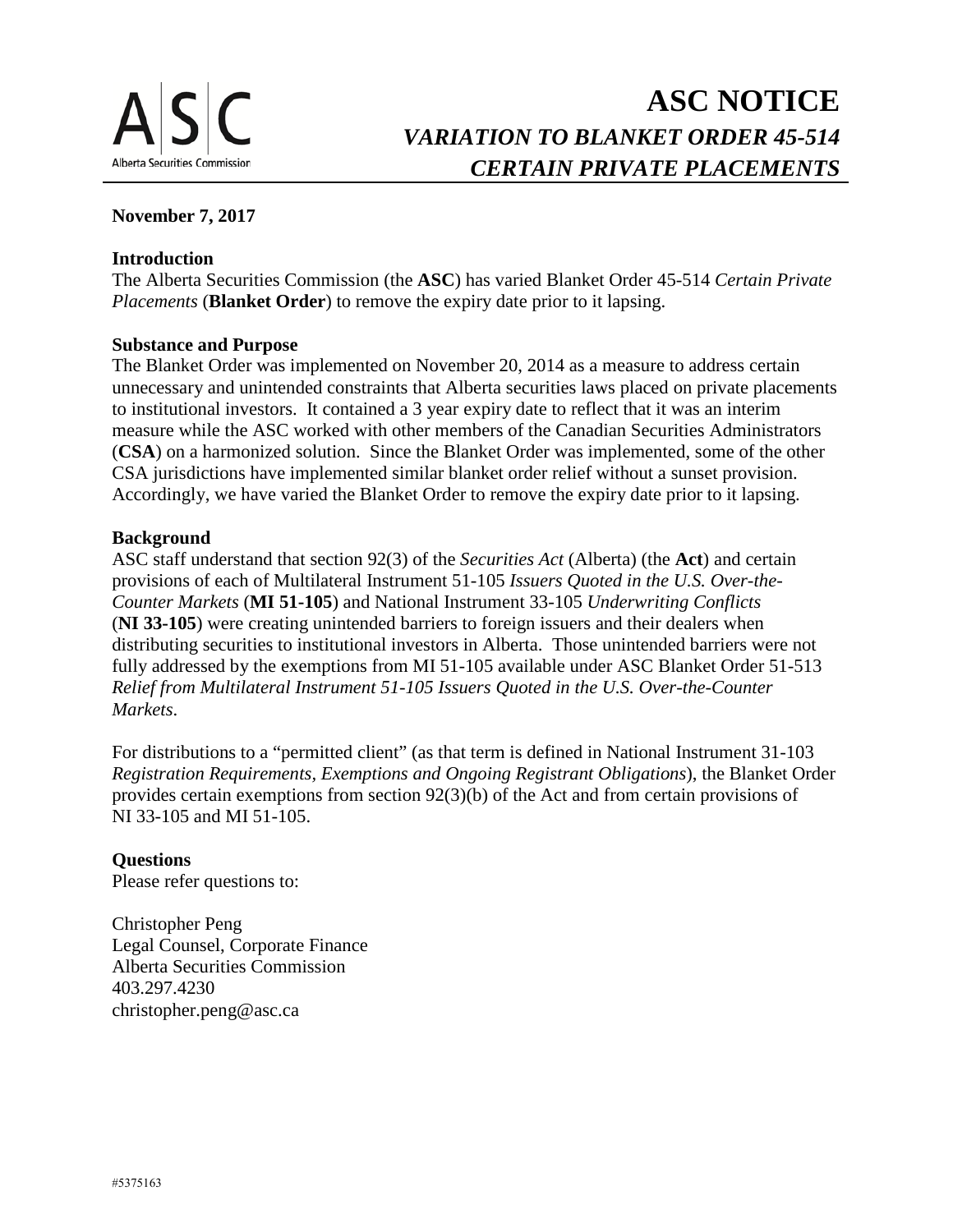# ASC NOTICE

## *VARIATION TO BLANKET ORDER 45-514*
## *CERTAIN PRIVATE PLACEMENTS*

**November 7, 2017**

**Introduction**

The Alberta Securities Commission (the **ASC**) has varied Blanket Order 45-514 *Certain Private Placements* (**Blanket Order**) to remove the expiry date prior to it lapsing.

**Substance and Purpose**

The Blanket Order was implemented on November 20, 2014 as a measure to address certain unnecessary and unintended constraints that Alberta securities laws placed on private placements to institutional investors. It contained a 3 year expiry date to reflect that it was an interim measure while the ASC worked with other members of the Canadian Securities Administrators (**CSA**) on a harmonized solution. Since the Blanket Order was implemented, some of the other CSA jurisdictions have implemented similar blanket order relief without a sunset provision. Accordingly, we have varied the Blanket Order to remove the expiry date prior to it lapsing.

**Background**

ASC staff understand that section 92(3) of the *Securities Act* (Alberta) (the **Act**) and certain provisions of each of Multilateral Instrument 51-105 *Issuers Quoted in the U.S. Over-the-Counter Markets* (**MI 51-105**) and National Instrument 33-105 *Underwriting Conflicts* (**NI 33-105**) were creating unintended barriers to foreign issuers and their dealers when distributing securities to institutional investors in Alberta. Those unintended barriers were not fully addressed by the exemptions from MI 51-105 available under ASC Blanket Order 51-513 *Relief from Multilateral Instrument 51-105 Issuers Quoted in the U.S. Over-the-Counter Markets*.

For distributions to a "permitted client" (as that term is defined in National Instrument 31-103 *Registration Requirements, Exemptions and Ongoing Registrant Obligations*), the Blanket Order provides certain exemptions from section 92(3)(b) of the Act and from certain provisions of NI 33-105 and MI 51-105.

**Questions**

Please refer questions to:

Christopher Peng
Legal Counsel, Corporate Finance
Alberta Securities Commission
403.297.4230
christopher.peng@asc.ca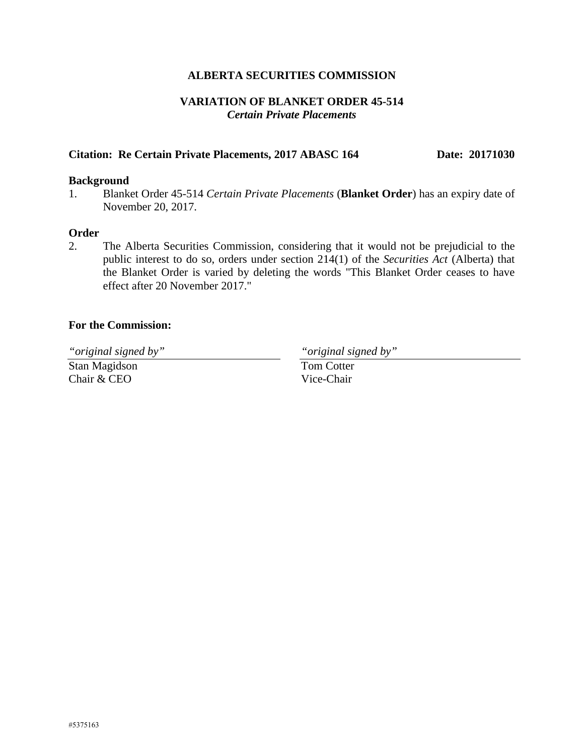**ALBERTA SECURITIES COMMISSION**

**VARIATION OF BLANKET ORDER 45-514**
***Certain Private Placements***

**Citation: Re Certain Private Placements, 2017 ABASC 164** **Date: 20171030**

**Background**

1. Blanket Order 45-514 *Certain Private Placements* (**Blanket Order**) has an expiry date of November 20, 2017.

**Order**

2. The Alberta Securities Commission, considering that it would not be prejudicial to the public interest to do so, orders under section 214(1) of the *Securities Act* (Alberta) that the Blanket Order is varied by deleting the words "This Blanket Order ceases to have effect after 20 November 2017."

**For the Commission:**

| *"original signed by"* | *"original signed by"* |
| --- | --- |
| Stan Magidson<br>Chair & CEO | Tom Cotter<br>Vice-Chair |

#5375163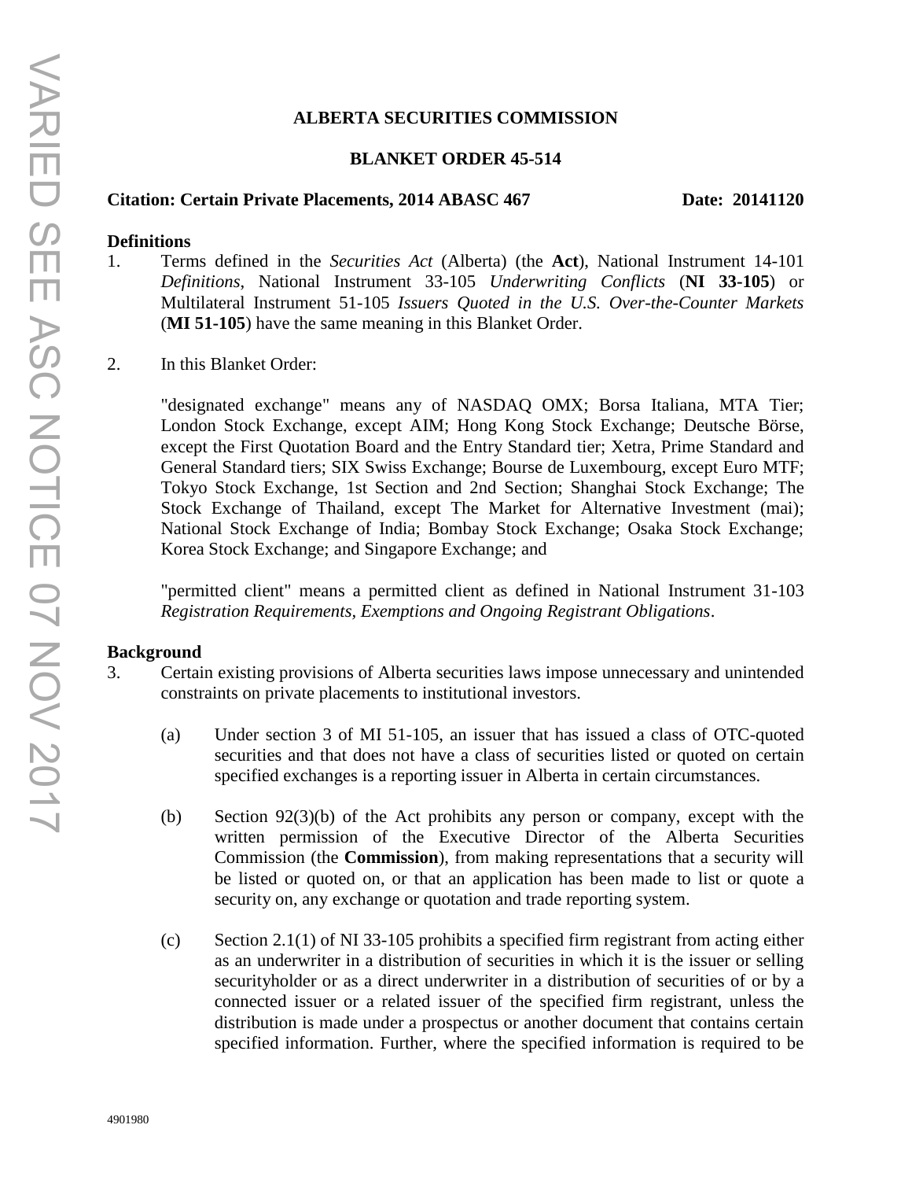**ALBERTA SECURITIES COMMISSION**

**BLANKET ORDER 45-514**

**Citation: Certain Private Placements, 2014 ABASC 467** **Date: 20141120**

**Definitions**

1. Terms defined in the *Securities Act* (Alberta) (the **Act**), National Instrument 14-101 *Definitions*, National Instrument 33-105 *Underwriting Conflicts* (**NI 33-105**) or Multilateral Instrument 51-105 *Issuers Quoted in the U.S. Over-the-Counter Markets* (**MI 51-105**) have the same meaning in this Blanket Order.

2. In this Blanket Order:

   "designated exchange" means any of NASDAQ OMX; Borsa Italiana, MTA Tier; London Stock Exchange, except AIM; Hong Kong Stock Exchange; Deutsche Börse, except the First Quotation Board and the Entry Standard tier; Xetra, Prime Standard and General Standard tiers; SIX Swiss Exchange; Bourse de Luxembourg, except Euro MTF; Tokyo Stock Exchange, 1st Section and 2nd Section; Shanghai Stock Exchange; The Stock Exchange of Thailand, except The Market for Alternative Investment (mai); National Stock Exchange of India; Bombay Stock Exchange; Osaka Stock Exchange; Korea Stock Exchange; and Singapore Exchange; and

   "permitted client" means a permitted client as defined in National Instrument 31-103 *Registration Requirements, Exemptions and Ongoing Registrant Obligations*.

**Background**

3. Certain existing provisions of Alberta securities laws impose unnecessary and unintended constraints on private placements to institutional investors.

   (a) Under section 3 of MI 51-105, an issuer that has issued a class of OTC-quoted securities and that does not have a class of securities listed or quoted on certain specified exchanges is a reporting issuer in Alberta in certain circumstances.

   (b) Section 92(3)(b) of the Act prohibits any person or company, except with the written permission of the Executive Director of the Alberta Securities Commission (the **Commission**), from making representations that a security will be listed or quoted on, or that an application has been made to list or quote a security on, any exchange or quotation and trade reporting system.

   (c) Section 2.1(1) of NI 33-105 prohibits a specified firm registrant from acting either as an underwriter in a distribution of securities in which it is the issuer or selling securityholder or as a direct underwriter in a distribution of securities of or by a connected issuer or a related issuer of the specified firm registrant, unless the distribution is made under a prospectus or another document that contains certain specified information. Further, where the specified information is required to be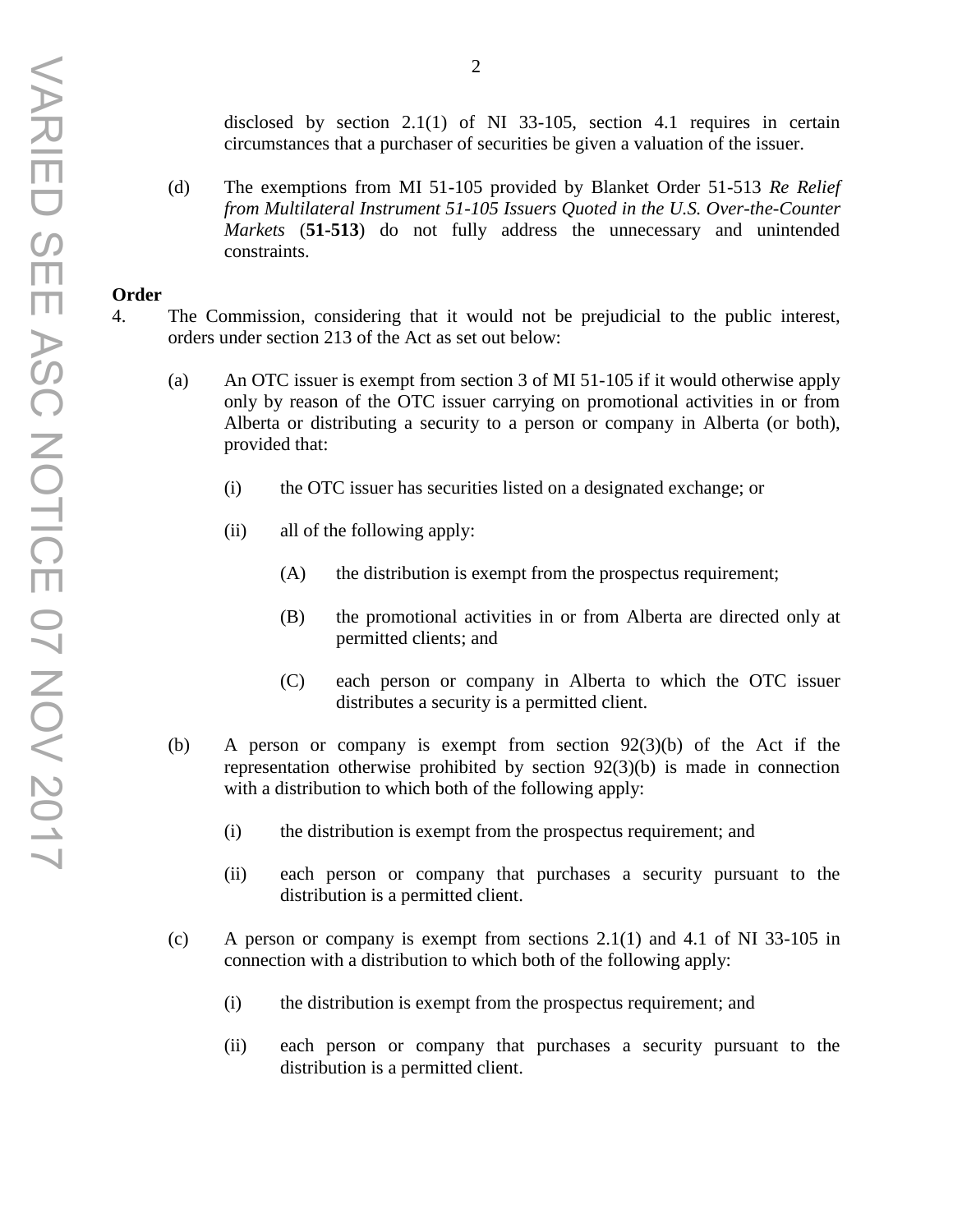disclosed by section 2.1(1) of NI 33-105, section 4.1 requires in certain circumstances that a purchaser of securities be given a valuation of the issuer.

(d) The exemptions from MI 51-105 provided by Blanket Order 51-513 *Re Relief from Multilateral Instrument 51-105 Issuers Quoted in the U.S. Over-the-Counter Markets* (**51-513**) do not fully address the unnecessary and unintended constraints.

**Order**

4. The Commission, considering that it would not be prejudicial to the public interest, orders under section 213 of the Act as set out below:

   (a) An OTC issuer is exempt from section 3 of MI 51-105 if it would otherwise apply only by reason of the OTC issuer carrying on promotional activities in or from Alberta or distributing a security to a person or company in Alberta (or both), provided that:

      (i) the OTC issuer has securities listed on a designated exchange; or

      (ii) all of the following apply:

         (A) the distribution is exempt from the prospectus requirement;

         (B) the promotional activities in or from Alberta are directed only at permitted clients; and

         (C) each person or company in Alberta to which the OTC issuer distributes a security is a permitted client.

   (b) A person or company is exempt from section 92(3)(b) of the Act if the representation otherwise prohibited by section 92(3)(b) is made in connection with a distribution to which both of the following apply:

      (i) the distribution is exempt from the prospectus requirement; and

      (ii) each person or company that purchases a security pursuant to the distribution is a permitted client.

   (c) A person or company is exempt from sections 2.1(1) and 4.1 of NI 33-105 in connection with a distribution to which both of the following apply:

      (i) the distribution is exempt from the prospectus requirement; and

      (ii) each person or company that purchases a security pursuant to the distribution is a permitted client.

VARIED SEE ASC NOTICE 07 NOV 2017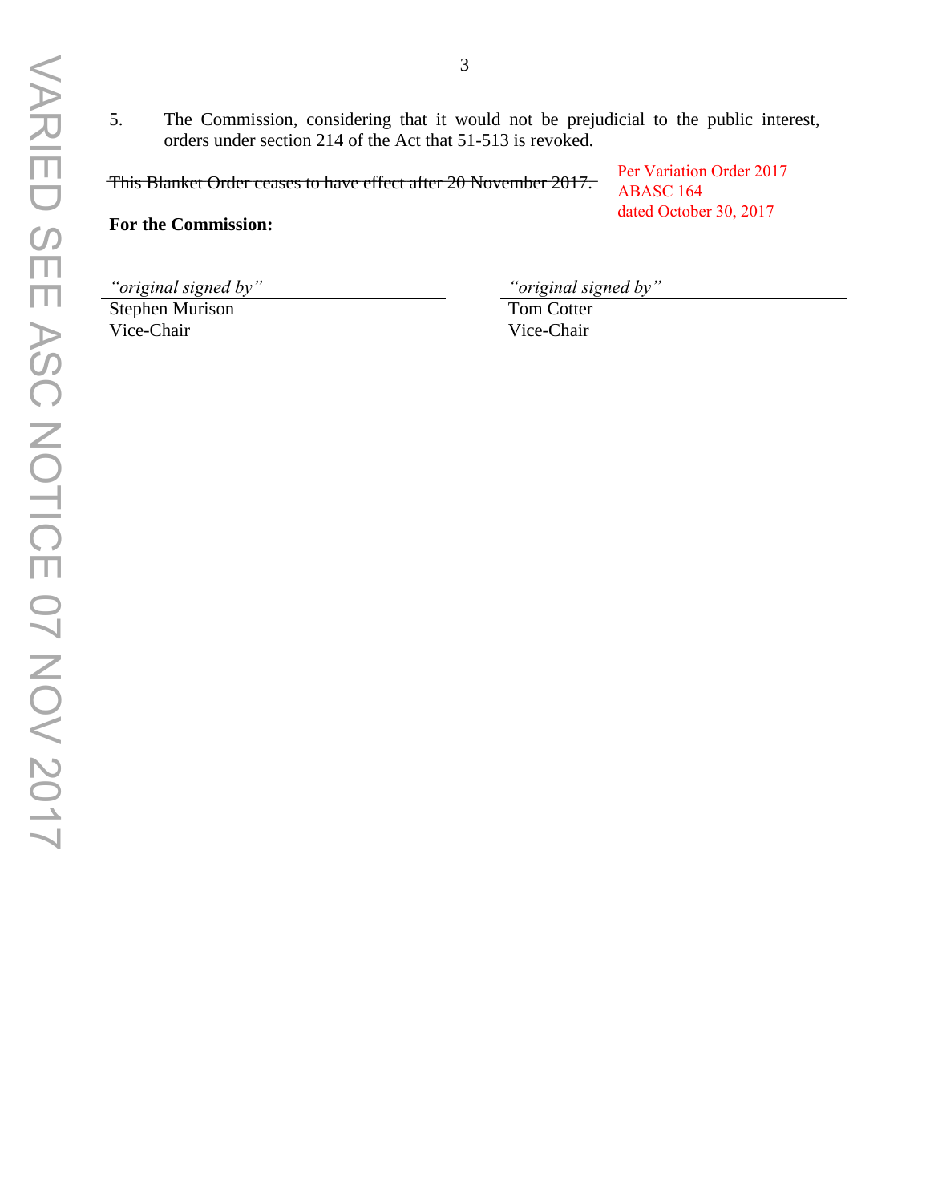5. The Commission, considering that it would not be prejudicial to the public interest, orders under section 214 of the Act that 51-513 is revoked.

~~This Blanket Order ceases to have effect after 20 November 2017.~~

Per Variation Order 2017 ABASC 164 dated October 30, 2017

**For the Commission:**

*"original signed by"*
Stephen Murison
Vice-Chair

*"original signed by"*
Tom Cotter
Vice-Chair

VARIED SEE ASC NOTICE 07 NOV 2017